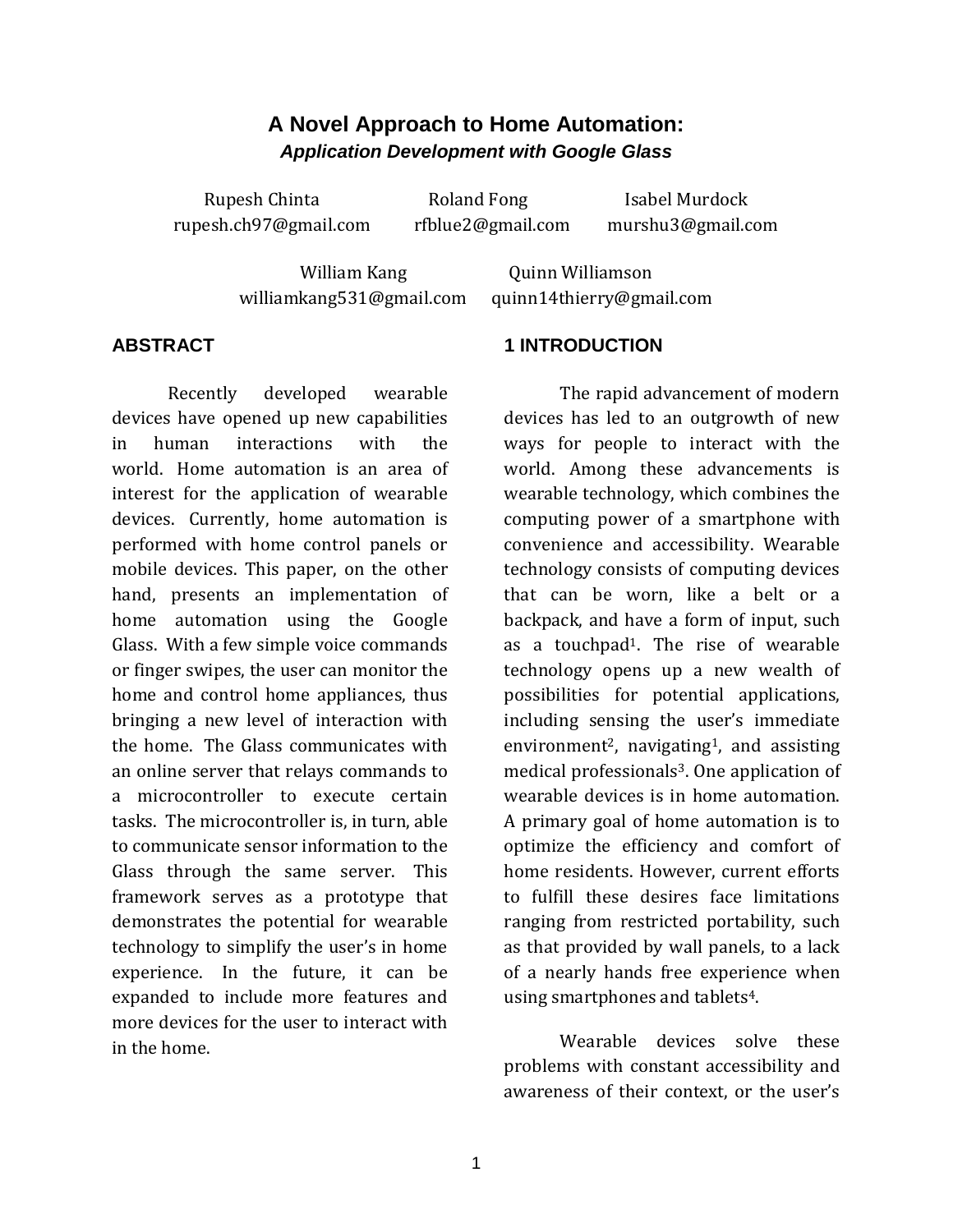# A Novel Approach to Home Automation:

***Application Development with Google Glass***

Rupesh Chinta
rupesh.ch97@gmail.com

Roland Fong
rfblue2@gmail.com

Isabel Murdock
murshu3@gmail.com

William Kang
williamkang531@gmail.com

Quinn Williamson
quinn14thierry@gmail.com

## ABSTRACT

Recently developed wearable devices have opened up new capabilities in human interactions with the world. Home automation is an area of interest for the application of wearable devices. Currently, home automation is performed with home control panels or mobile devices. This paper, on the other hand, presents an implementation of home automation using the Google Glass. With a few simple voice commands or finger swipes, the user can monitor the home and control home appliances, thus bringing a new level of interaction with the home. The Glass communicates with an online server that relays commands to a microcontroller to execute certain tasks. The microcontroller is, in turn, able to communicate sensor information to the Glass through the same server. This framework serves as a prototype that demonstrates the potential for wearable technology to simplify the user's in home experience. In the future, it can be expanded to include more features and more devices for the user to interact with in the home.

## 1 INTRODUCTION

The rapid advancement of modern devices has led to an outgrowth of new ways for people to interact with the world. Among these advancements is wearable technology, which combines the computing power of a smartphone with convenience and accessibility. Wearable technology consists of computing devices that can be worn, like a belt or a backpack, and have a form of input, such as a touchpad[1]. The rise of wearable technology opens up a new wealth of possibilities for potential applications, including sensing the user's immediate environment[2], navigating[1], and assisting medical professionals[3]. One application of wearable devices is in home automation. A primary goal of home automation is to optimize the efficiency and comfort of home residents. However, current efforts to fulfill these desires face limitations ranging from restricted portability, such as that provided by wall panels, to a lack of a nearly hands free experience when using smartphones and tablets[4].

Wearable devices solve these problems with constant accessibility and awareness of their context, or the user's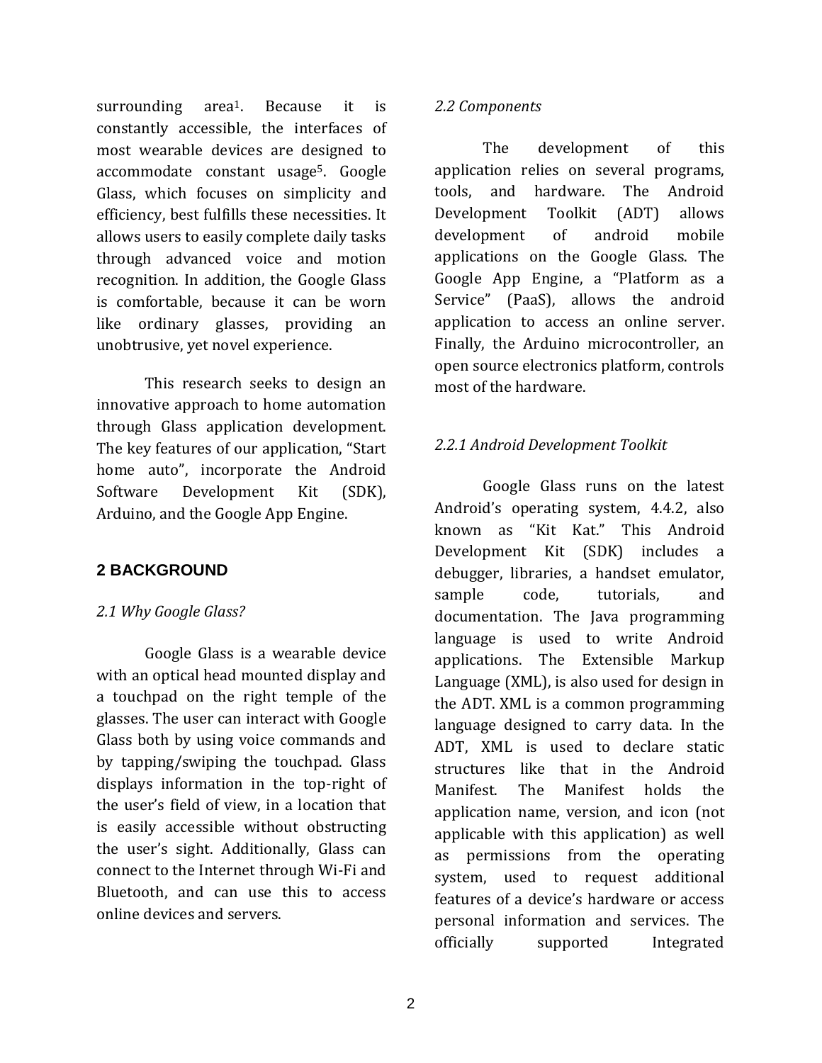surrounding area[1]. Because it is constantly accessible, the interfaces of most wearable devices are designed to accommodate constant usage[5]. Google Glass, which focuses on simplicity and efficiency, best fulfills these necessities. It allows users to easily complete daily tasks through advanced voice and motion recognition. In addition, the Google Glass is comfortable, because it can be worn like ordinary glasses, providing an unobtrusive, yet novel experience.

This research seeks to design an innovative approach to home automation through Glass application development. The key features of our application, "Start home auto", incorporate the Android Software Development Kit (SDK), Arduino, and the Google App Engine.

## 2 BACKGROUND

### *2.1 Why Google Glass?*

Google Glass is a wearable device with an optical head mounted display and a touchpad on the right temple of the glasses. The user can interact with Google Glass both by using voice commands and by tapping/swiping the touchpad. Glass displays information in the top-right of the user's field of view, in a location that is easily accessible without obstructing the user's sight. Additionally, Glass can connect to the Internet through Wi-Fi and Bluetooth, and can use this to access online devices and servers.

### *2.2 Components*

The development of this application relies on several programs, tools, and hardware. The Android Development Toolkit (ADT) allows development of android mobile applications on the Google Glass. The Google App Engine, a "Platform as a Service" (PaaS), allows the android application to access an online server. Finally, the Arduino microcontroller, an open source electronics platform, controls most of the hardware.

#### *2.2.1 Android Development Toolkit*

Google Glass runs on the latest Android's operating system, 4.4.2, also known as "Kit Kat." This Android Development Kit (SDK) includes a debugger, libraries, a handset emulator, sample code, tutorials, and documentation. The Java programming language is used to write Android applications. The Extensible Markup Language (XML), is also used for design in the ADT. XML is a common programming language designed to carry data. In the ADT, XML is used to declare static structures like that in the Android Manifest. The Manifest holds the application name, version, and icon (not applicable with this application) as well as permissions from the operating system, used to request additional features of a device's hardware or access personal information and services. The officially supported Integrated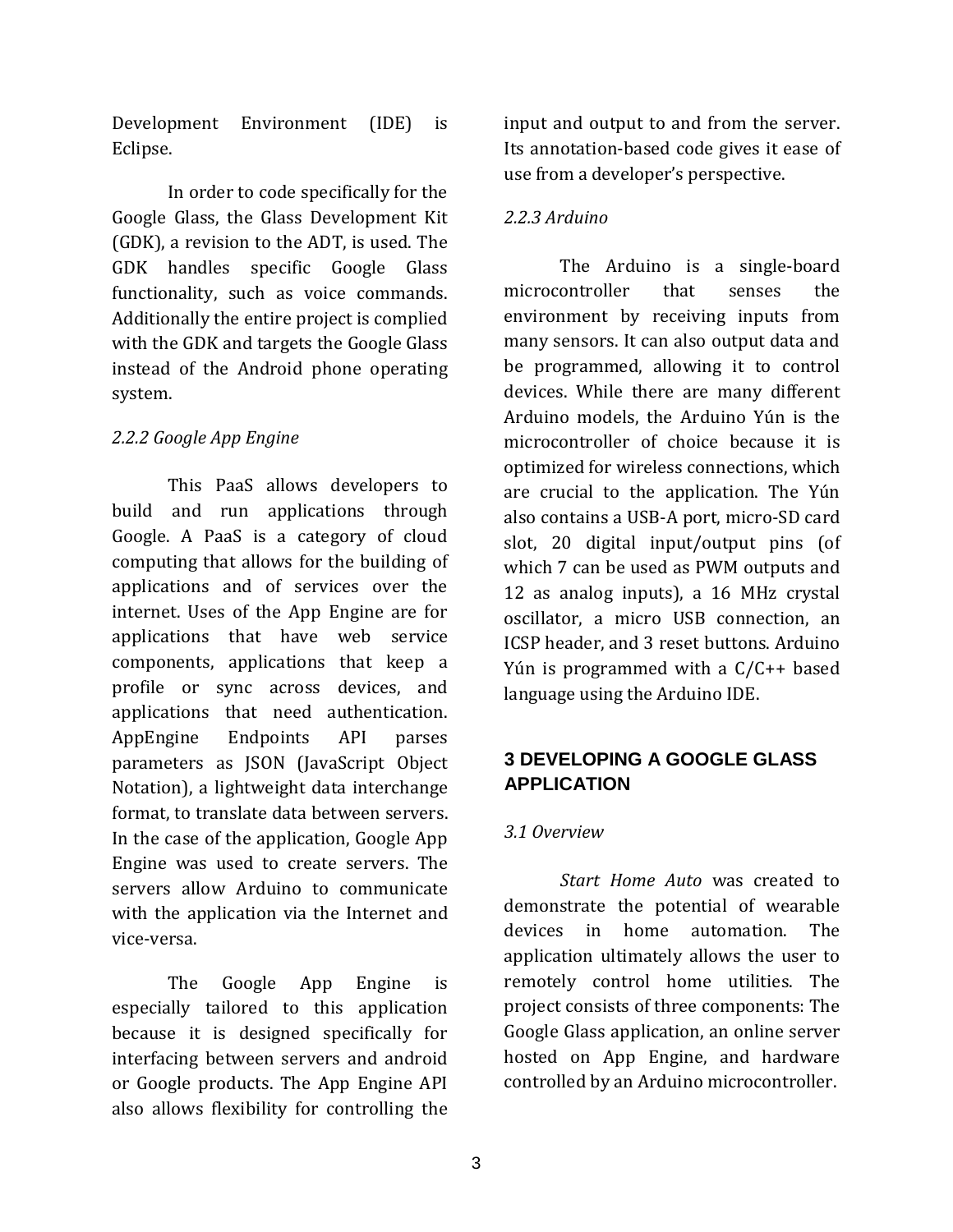Development Environment (IDE) is Eclipse.

In order to code specifically for the Google Glass, the Glass Development Kit (GDK), a revision to the ADT, is used. The GDK handles specific Google Glass functionality, such as voice commands. Additionally the entire project is complied with the GDK and targets the Google Glass instead of the Android phone operating system.

*2.2.2 Google App Engine*

This PaaS allows developers to build and run applications through Google. A PaaS is a category of cloud computing that allows for the building of applications and of services over the internet. Uses of the App Engine are for applications that have web service components, applications that keep a profile or sync across devices, and applications that need authentication. AppEngine Endpoints API parses parameters as JSON (JavaScript Object Notation), a lightweight data interchange format, to translate data between servers. In the case of the application, Google App Engine was used to create servers. The servers allow Arduino to communicate with the application via the Internet and vice-versa.

The Google App Engine is especially tailored to this application because it is designed specifically for interfacing between servers and android or Google products. The App Engine API also allows flexibility for controlling the input and output to and from the server. Its annotation-based code gives it ease of use from a developer's perspective.

*2.2.3 Arduino*

The Arduino is a single-board microcontroller that senses the environment by receiving inputs from many sensors. It can also output data and be programmed, allowing it to control devices. While there are many different Arduino models, the Arduino Yún is the microcontroller of choice because it is optimized for wireless connections, which are crucial to the application. The Yún also contains a USB-A port, micro-SD card slot, 20 digital input/output pins (of which 7 can be used as PWM outputs and 12 as analog inputs), a 16 MHz crystal oscillator, a micro USB connection, an ICSP header, and 3 reset buttons. Arduino Yún is programmed with a C/C++ based language using the Arduino IDE.

## 3 DEVELOPING A GOOGLE GLASS APPLICATION

*3.1 Overview*

*Start Home Auto* was created to demonstrate the potential of wearable devices in home automation. The application ultimately allows the user to remotely control home utilities. The project consists of three components: The Google Glass application, an online server hosted on App Engine, and hardware controlled by an Arduino microcontroller.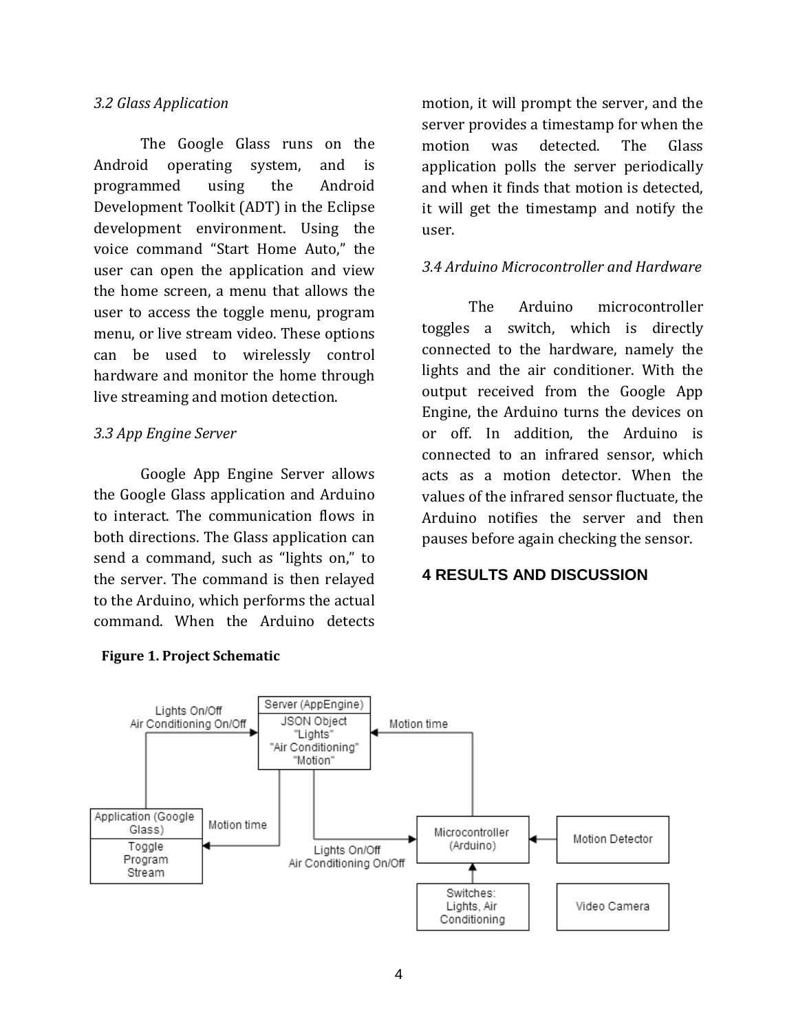### *3.2 Glass Application*

The Google Glass runs on the Android operating system, and is programmed using the Android Development Toolkit (ADT) in the Eclipse development environment. Using the voice command "Start Home Auto," the user can open the application and view the home screen, a menu that allows the user to access the toggle menu, program menu, or live stream video. These options can be used to wirelessly control hardware and monitor the home through live streaming and motion detection.

### *3.3 App Engine Server*

Google App Engine Server allows the Google Glass application and Arduino to interact. The communication flows in both directions. The Glass application can send a command, such as "lights on," to the server. The command is then relayed to the Arduino, which performs the actual command. When the Arduino detects motion, it will prompt the server, and the server provides a timestamp for when the motion was detected. The Glass application polls the server periodically and when it finds that motion is detected, it will get the timestamp and notify the user.

### *3.4 Arduino Microcontroller and Hardware*

The Arduino microcontroller toggles a switch, which is directly connected to the hardware, namely the lights and the air conditioner. With the output received from the Google App Engine, the Arduino turns the devices on or off. In addition, the Arduino is connected to an infrared sensor, which acts as a motion detector. When the values of the infrared sensor fluctuate, the Arduino notifies the server and then pauses before again checking the sensor.

## 4 RESULTS AND DISCUSSION

**Figure 1. Project Schematic**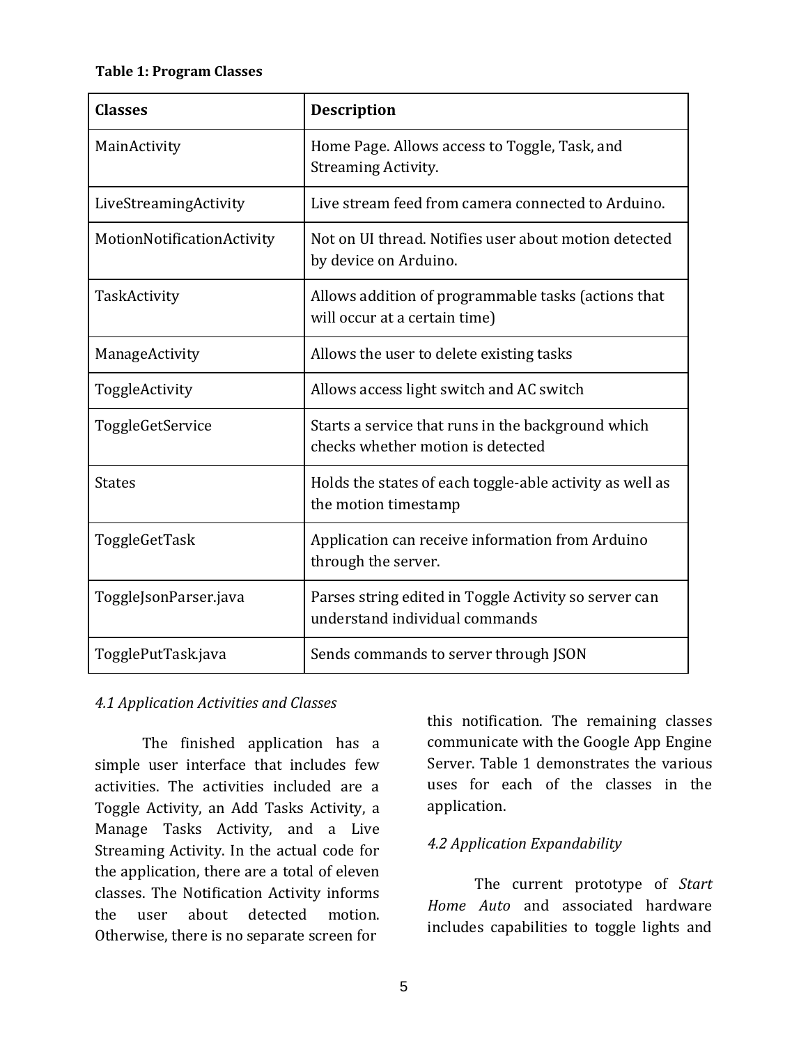**Table 1: Program Classes**

| Classes | Description |
| --- | --- |
| MainActivity | Home Page. Allows access to Toggle, Task, and Streaming Activity. |
| LiveStreamingActivity | Live stream feed from camera connected to Arduino. |
| MotionNotificationActivity | Not on UI thread. Notifies user about motion detected by device on Arduino. |
| TaskActivity | Allows addition of programmable tasks (actions that will occur at a certain time) |
| ManageActivity | Allows the user to delete existing tasks |
| ToggleActivity | Allows access light switch and AC switch |
| ToggleGetService | Starts a service that runs in the background which checks whether motion is detected |
| States | Holds the states of each toggle-able activity as well as the motion timestamp |
| ToggleGetTask | Application can receive information from Arduino through the server. |
| ToggleJsonParser.java | Parses string edited in Toggle Activity so server can understand individual commands |
| TogglePutTask.java | Sends commands to server through JSON |

### *4.1 Application Activities and Classes*

The finished application has a simple user interface that includes few activities. The activities included are a Toggle Activity, an Add Tasks Activity, a Manage Tasks Activity, and a Live Streaming Activity. In the actual code for the application, there are a total of eleven classes. The Notification Activity informs the user about detected motion. Otherwise, there is no separate screen for this notification. The remaining classes communicate with the Google App Engine Server. Table 1 demonstrates the various uses for each of the classes in the application.

### *4.2 Application Expandability*

The current prototype of *Start Home Auto* and associated hardware includes capabilities to toggle lights and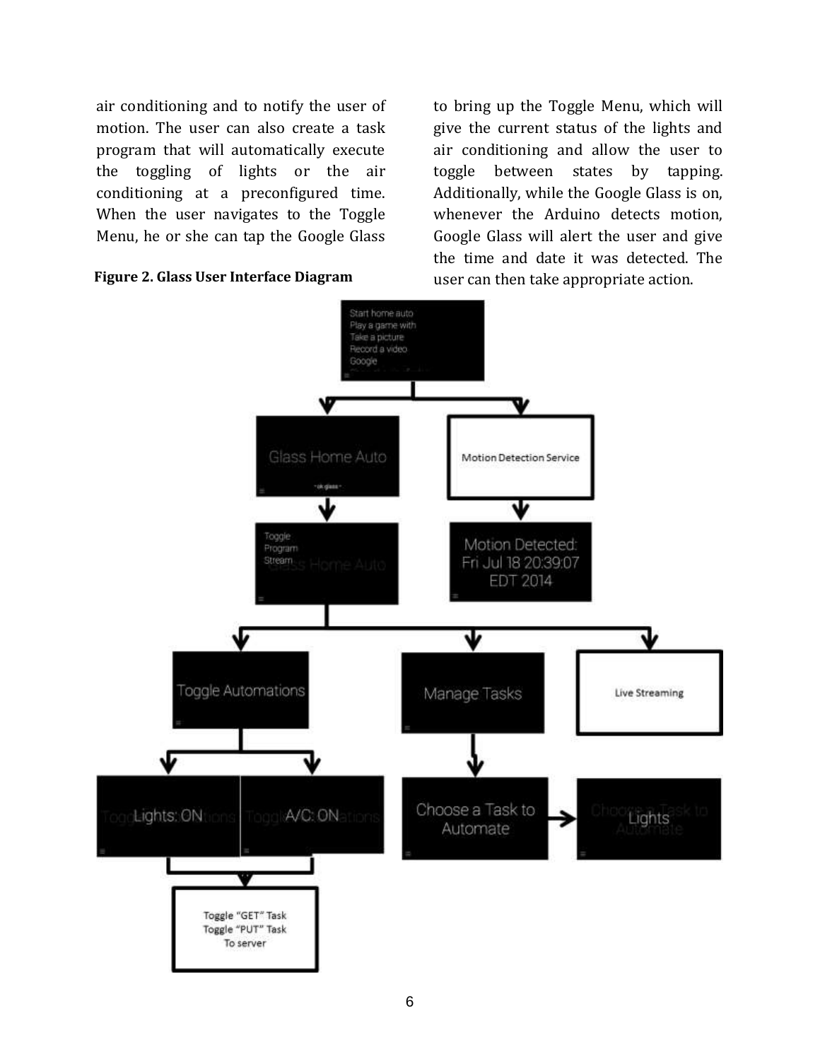air conditioning and to notify the user of motion. The user can also create a task program that will automatically execute the toggling of lights or the air conditioning at a preconfigured time. When the user navigates to the Toggle Menu, he or she can tap the Google Glass to bring up the Toggle Menu, which will give the current status of the lights and air conditioning and allow the user to toggle between states by tapping. Additionally, while the Google Glass is on, whenever the Arduino detects motion, Google Glass will alert the user and give the time and date it was detected. The user can then take appropriate action.

**Figure 2. Glass User Interface Diagram**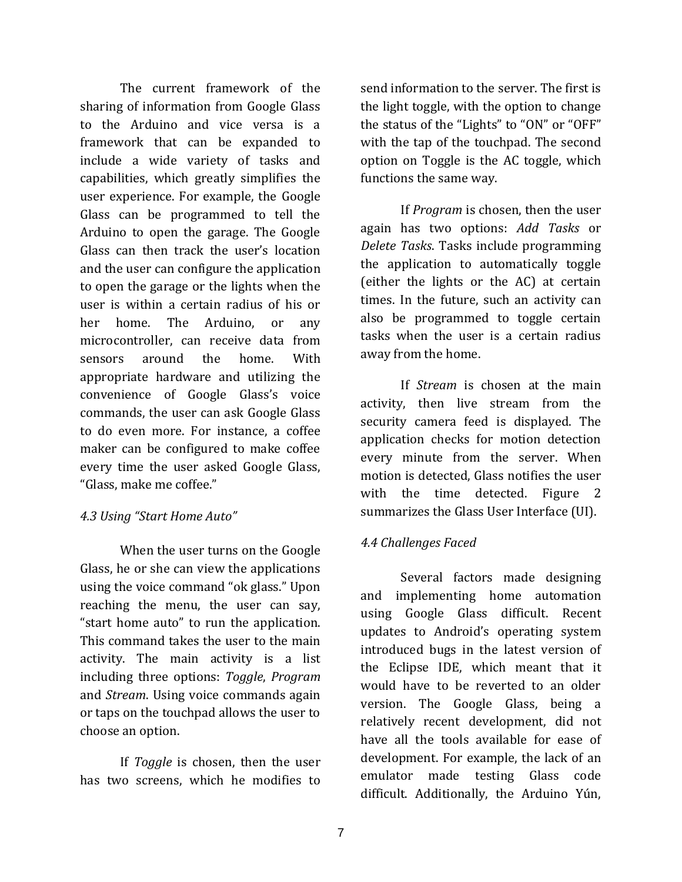The current framework of the sharing of information from Google Glass to the Arduino and vice versa is a framework that can be expanded to include a wide variety of tasks and capabilities, which greatly simplifies the user experience. For example, the Google Glass can be programmed to tell the Arduino to open the garage. The Google Glass can then track the user's location and the user can configure the application to open the garage or the lights when the user is within a certain radius of his or her home. The Arduino, or any microcontroller, can receive data from sensors around the home. With appropriate hardware and utilizing the convenience of Google Glass's voice commands, the user can ask Google Glass to do even more. For instance, a coffee maker can be configured to make coffee every time the user asked Google Glass, "Glass, make me coffee."

### *4.3 Using "Start Home Auto"*

When the user turns on the Google Glass, he or she can view the applications using the voice command "ok glass." Upon reaching the menu, the user can say, "start home auto" to run the application. This command takes the user to the main activity. The main activity is a list including three options: *Toggle*, *Program* and *Stream*. Using voice commands again or taps on the touchpad allows the user to choose an option.

If *Toggle* is chosen, then the user has two screens, which he modifies to send information to the server. The first is the light toggle, with the option to change the status of the "Lights" to "ON" or "OFF" with the tap of the touchpad. The second option on Toggle is the AC toggle, which functions the same way.

If *Program* is chosen, then the user again has two options: *Add Tasks* or *Delete Tasks*. Tasks include programming the application to automatically toggle (either the lights or the AC) at certain times. In the future, such an activity can also be programmed to toggle certain tasks when the user is a certain radius away from the home.

If *Stream* is chosen at the main activity, then live stream from the security camera feed is displayed. The application checks for motion detection every minute from the server. When motion is detected, Glass notifies the user with the time detected. Figure 2 summarizes the Glass User Interface (UI).

### *4.4 Challenges Faced*

Several factors made designing and implementing home automation using Google Glass difficult. Recent updates to Android's operating system introduced bugs in the latest version of the Eclipse IDE, which meant that it would have to be reverted to an older version. The Google Glass, being a relatively recent development, did not have all the tools available for ease of development. For example, the lack of an emulator made testing Glass code difficult. Additionally, the Arduino Yún,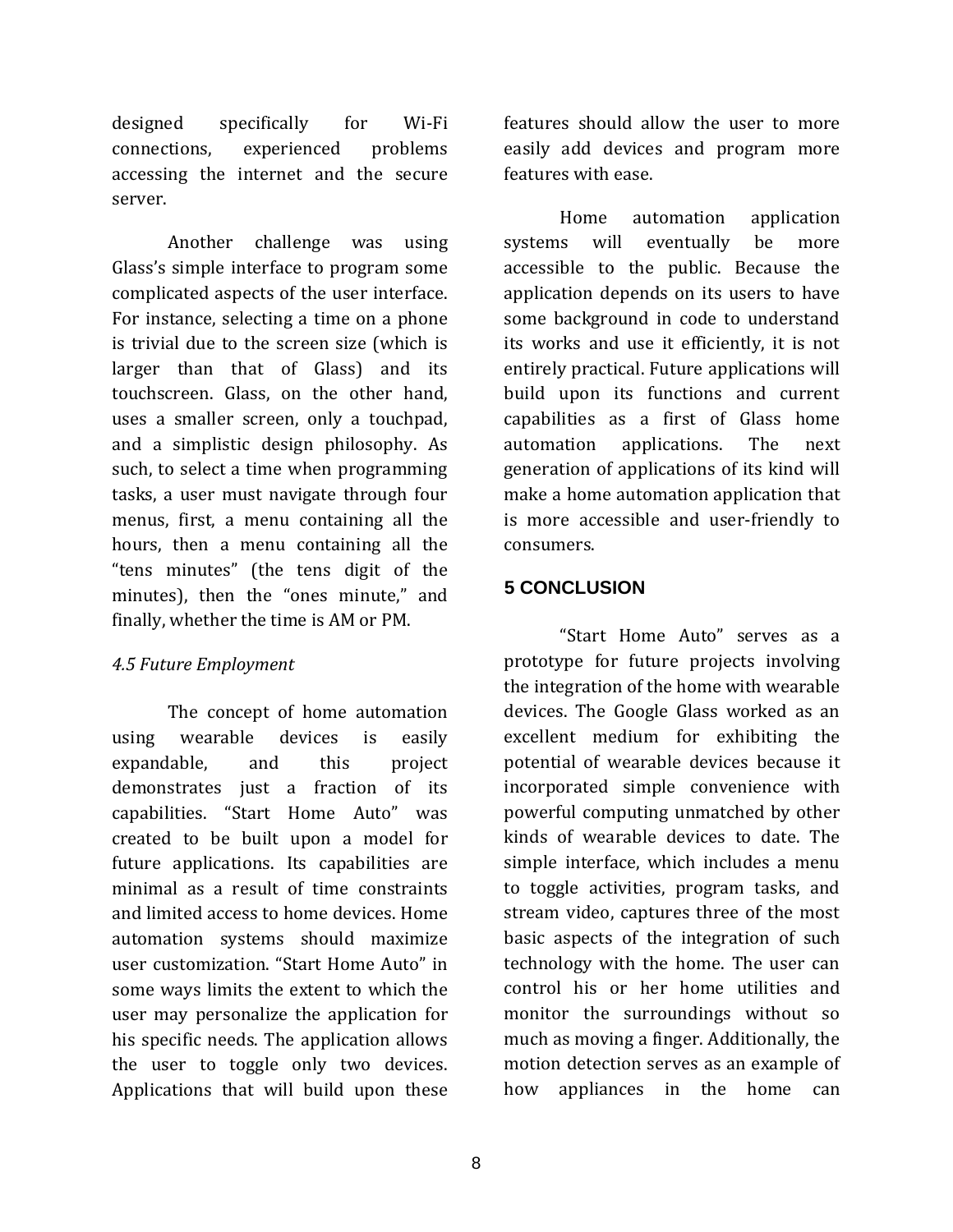designed specifically for Wi-Fi connections, experienced problems accessing the internet and the secure server.

Another challenge was using Glass's simple interface to program some complicated aspects of the user interface. For instance, selecting a time on a phone is trivial due to the screen size (which is larger than that of Glass) and its touchscreen. Glass, on the other hand, uses a smaller screen, only a touchpad, and a simplistic design philosophy. As such, to select a time when programming tasks, a user must navigate through four menus, first, a menu containing all the hours, then a menu containing all the "tens minutes" (the tens digit of the minutes), then the "ones minute," and finally, whether the time is AM or PM.

### *4.5 Future Employment*

The concept of home automation using wearable devices is easily expandable, and this project demonstrates just a fraction of its capabilities. "Start Home Auto" was created to be built upon a model for future applications. Its capabilities are minimal as a result of time constraints and limited access to home devices. Home automation systems should maximize user customization. "Start Home Auto" in some ways limits the extent to which the user may personalize the application for his specific needs. The application allows the user to toggle only two devices. Applications that will build upon these features should allow the user to more easily add devices and program more features with ease.

Home automation application systems will eventually be more accessible to the public. Because the application depends on its users to have some background in code to understand its works and use it efficiently, it is not entirely practical. Future applications will build upon its functions and current capabilities as a first of Glass home automation applications. The next generation of applications of its kind will make a home automation application that is more accessible and user-friendly to consumers.

## 5 CONCLUSION

"Start Home Auto" serves as a prototype for future projects involving the integration of the home with wearable devices. The Google Glass worked as an excellent medium for exhibiting the potential of wearable devices because it incorporated simple convenience with powerful computing unmatched by other kinds of wearable devices to date. The simple interface, which includes a menu to toggle activities, program tasks, and stream video, captures three of the most basic aspects of the integration of such technology with the home. The user can control his or her home utilities and monitor the surroundings without so much as moving a finger. Additionally, the motion detection serves as an example of how appliances in the home can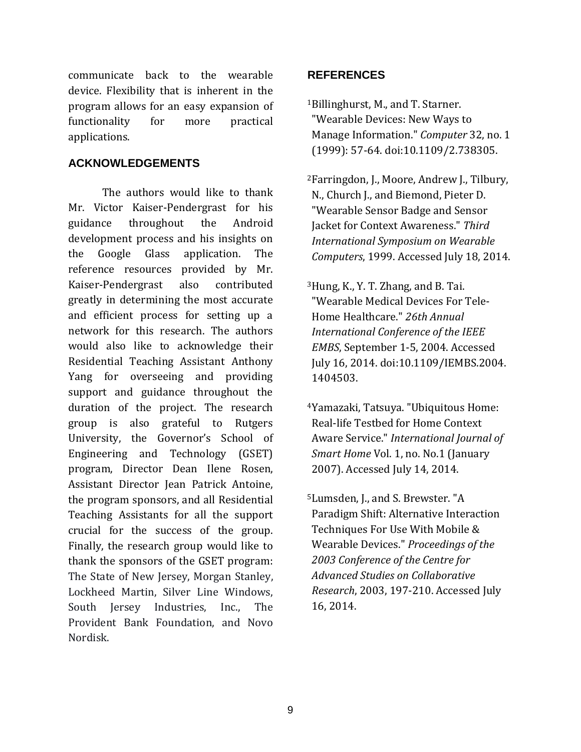communicate back to the wearable device. Flexibility that is inherent in the program allows for an easy expansion of functionality for more practical applications.

## ACKNOWLEDGEMENTS

The authors would like to thank Mr. Victor Kaiser-Pendergrast for his guidance throughout the Android development process and his insights on the Google Glass application. The reference resources provided by Mr. Kaiser-Pendergrast also contributed greatly in determining the most accurate and efficient process for setting up a network for this research. The authors would also like to acknowledge their Residential Teaching Assistant Anthony Yang for overseeing and providing support and guidance throughout the duration of the project. The research group is also grateful to Rutgers University, the Governor's School of Engineering and Technology (GSET) program, Director Dean Ilene Rosen, Assistant Director Jean Patrick Antoine, the program sponsors, and all Residential Teaching Assistants for all the support crucial for the success of the group. Finally, the research group would like to thank the sponsors of the GSET program: The State of New Jersey, Morgan Stanley, Lockheed Martin, Silver Line Windows, South Jersey Industries, Inc., The Provident Bank Foundation, and Novo Nordisk.

## REFERENCES

[1] Billinghurst, M., and T. Starner. "Wearable Devices: New Ways to Manage Information." *Computer* 32, no. 1 (1999): 57-64. doi:10.1109/2.738305.

[2] Farringdon, J., Moore, Andrew J., Tilbury, N., Church J., and Biemond, Pieter D. "Wearable Sensor Badge and Sensor Jacket for Context Awareness." *Third International Symposium on Wearable Computers*, 1999. Accessed July 18, 2014.

[3] Hung, K., Y. T. Zhang, and B. Tai. "Wearable Medical Devices For Tele-Home Healthcare." *26th Annual International Conference of the IEEE EMBS*, September 1-5, 2004. Accessed July 16, 2014. doi:10.1109/IEMBS.2004.1404503.

[4] Yamazaki, Tatsuya. "Ubiquitous Home: Real-life Testbed for Home Context Aware Service." *International Journal of Smart Home* Vol. 1, no. No.1 (January 2007). Accessed July 14, 2014.

[5] Lumsden, J., and S. Brewster. "A Paradigm Shift: Alternative Interaction Techniques For Use With Mobile & Wearable Devices." *Proceedings of the 2003 Conference of the Centre for Advanced Studies on Collaborative Research*, 2003, 197-210. Accessed July 16, 2014.